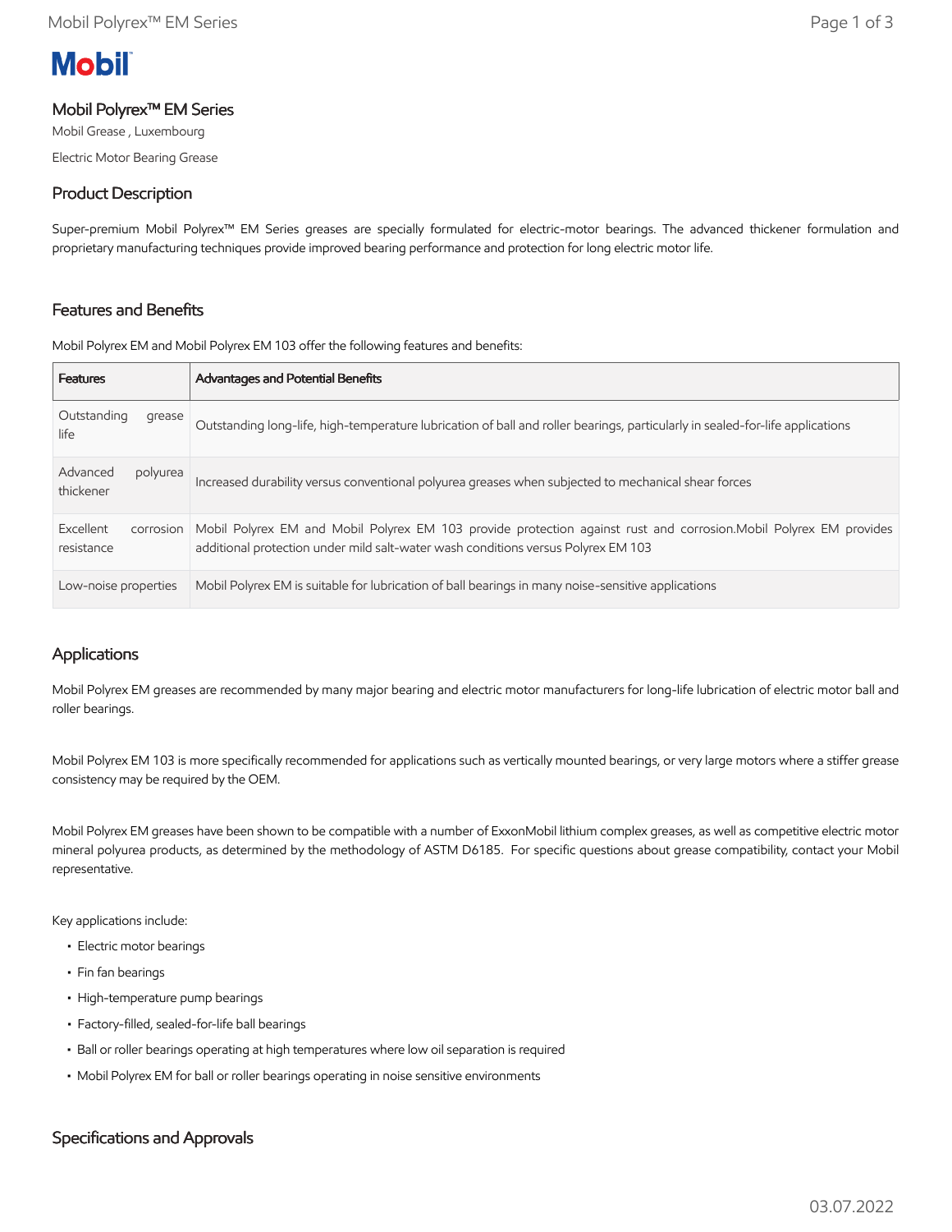Mobil

## Mobil Polyrex™ EM Series

Mobil Grease , Luxembourg

Electric Motor Bearing Grease

### Product Description

Super-premium Mobil Polyrex™ EM Series greases are specially formulated for electric-motor bearings. The advanced thickener formulation and proprietary manufacturing techniques provide improved bearing performance and protection for long electric motor life.

### Features and Benefits

Mobil Polyrex EM and Mobil Polyrex EM 103 offer the following features and benefits:

| Features | Advantages and Potential Benefits |
| --- | --- |
| Outstanding grease life | Outstanding long-life, high-temperature lubrication of ball and roller bearings, particularly in sealed-for-life applications |
| Advanced polyurea thickener | Increased durability versus conventional polyurea greases when subjected to mechanical shear forces |
| Excellent corrosion resistance | Mobil Polyrex EM and Mobil Polyrex EM 103 provide protection against rust and corrosion.Mobil Polyrex EM provides additional protection under mild salt-water wash conditions versus Polyrex EM 103 |
| Low-noise properties | Mobil Polyrex EM is suitable for lubrication of ball bearings in many noise-sensitive applications |

### Applications

Mobil Polyrex EM greases are recommended by many major bearing and electric motor manufacturers for long-life lubrication of electric motor ball and roller bearings.

Mobil Polyrex EM 103 is more specifically recommended for applications such as vertically mounted bearings, or very large motors where a stiffer grease consistency may be required by the OEM.

Mobil Polyrex EM greases have been shown to be compatible with a number of ExxonMobil lithium complex greases, as well as competitive electric motor mineral polyurea products, as determined by the methodology of ASTM D6185. For specific questions about grease compatibility, contact your Mobil representative.

Key applications include:

- Electric motor bearings
- Fin fan bearings
- High-temperature pump bearings
- Factory-filled, sealed-for-life ball bearings
- Ball or roller bearings operating at high temperatures where low oil separation is required
- Mobil Polyrex EM for ball or roller bearings operating in noise sensitive environments

### Specifications and Approvals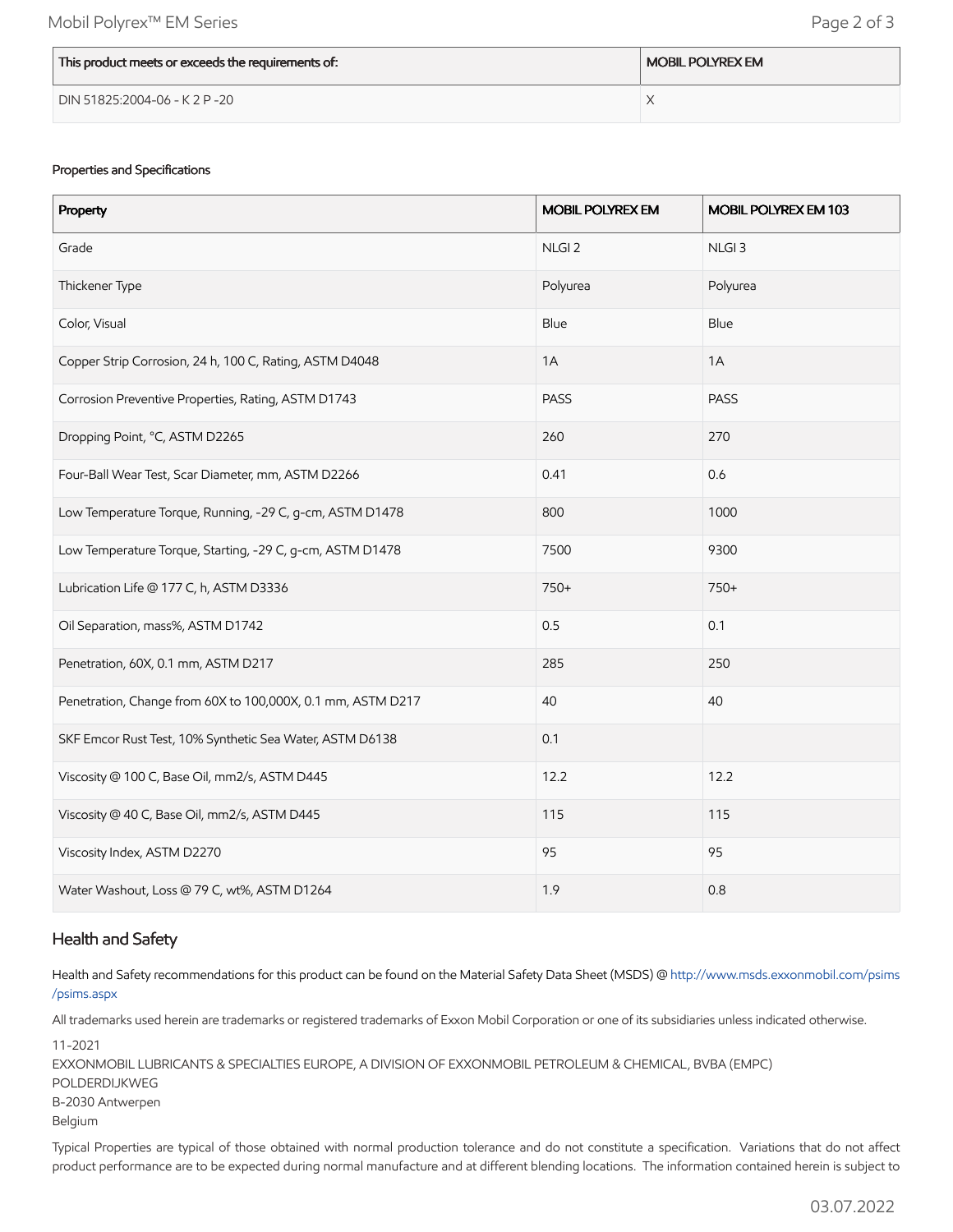| This product meets or exceeds the requirements of: | MOBIL POLYREX EM |
|---|---|
| DIN 51825:2004-06 - K 2 P -20 | X |

Properties and Specifications

| Property | MOBIL POLYREX EM | MOBIL POLYREX EM 103 |
|---|---|---|
| Grade | NLGI 2 | NLGI 3 |
| Thickener Type | Polyurea | Polyurea |
| Color, Visual | Blue | Blue |
| Copper Strip Corrosion, 24 h, 100 C, Rating, ASTM D4048 | 1A | 1A |
| Corrosion Preventive Properties, Rating, ASTM D1743 | PASS | PASS |
| Dropping Point, °C, ASTM D2265 | 260 | 270 |
| Four-Ball Wear Test, Scar Diameter, mm, ASTM D2266 | 0.41 | 0.6 |
| Low Temperature Torque, Running, -29 C, g-cm, ASTM D1478 | 800 | 1000 |
| Low Temperature Torque, Starting, -29 C, g-cm, ASTM D1478 | 7500 | 9300 |
| Lubrication Life @ 177 C, h, ASTM D3336 | 750+ | 750+ |
| Oil Separation, mass%, ASTM D1742 | 0.5 | 0.1 |
| Penetration, 60X, 0.1 mm, ASTM D217 | 285 | 250 |
| Penetration, Change from 60X to 100,000X, 0.1 mm, ASTM D217 | 40 | 40 |
| SKF Emcor Rust Test, 10% Synthetic Sea Water, ASTM D6138 | 0.1 | |
| Viscosity @ 100 C, Base Oil, mm2/s, ASTM D445 | 12.2 | 12.2 |
| Viscosity @ 40 C, Base Oil, mm2/s, ASTM D445 | 115 | 115 |
| Viscosity Index, ASTM D2270 | 95 | 95 |
| Water Washout, Loss @ 79 C, wt%, ASTM D1264 | 1.9 | 0.8 |

## Health and Safety

Health and Safety recommendations for this product can be found on the Material Safety Data Sheet (MSDS) @ http://www.msds.exxonmobil.com/psims/psims.aspx

All trademarks used herein are trademarks or registered trademarks of Exxon Mobil Corporation or one of its subsidiaries unless indicated otherwise.

11-2021
EXXONMOBIL LUBRICANTS & SPECIALTIES EUROPE, A DIVISION OF EXXONMOBIL PETROLEUM & CHEMICAL, BVBA (EMPC)
POLDERDIJKWEG
B-2030 Antwerpen
Belgium

Typical Properties are typical of those obtained with normal production tolerance and do not constitute a specification. Variations that do not affect product performance are to be expected during normal manufacture and at different blending locations. The information contained herein is subject to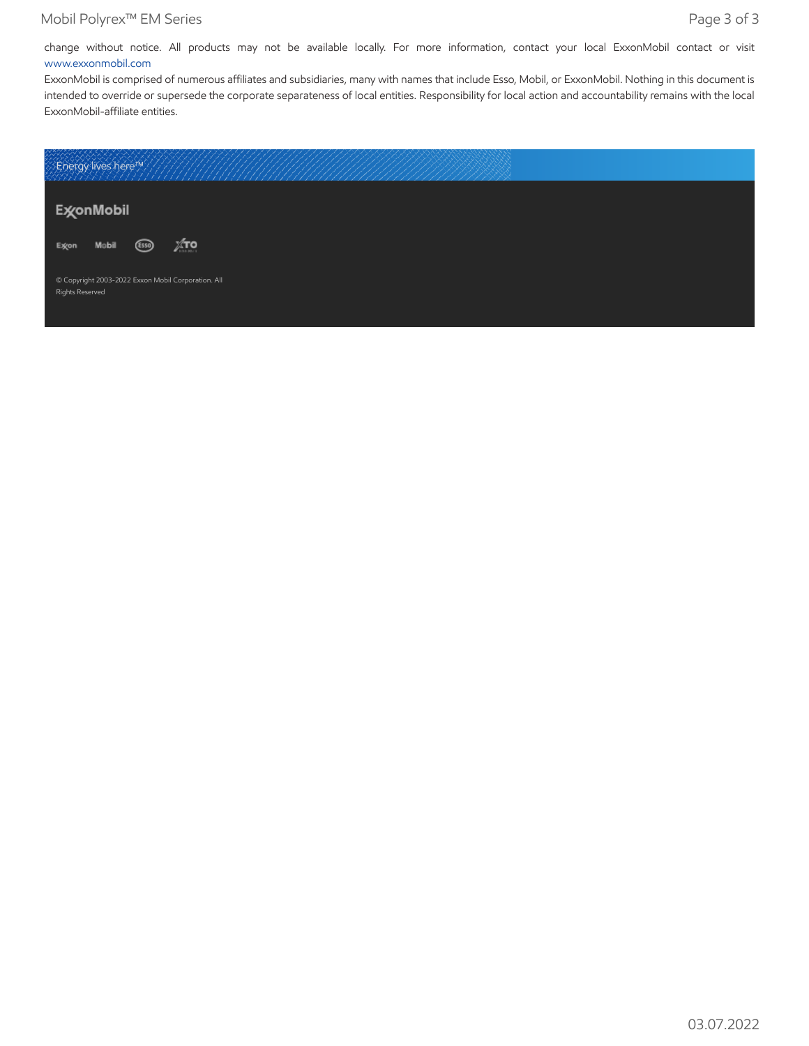change without notice. All products may not be available locally. For more information, contact your local ExxonMobil contact or visit www.exxonmobil.com

ExxonMobil is comprised of numerous affiliates and subsidiaries, many with names that include Esso, Mobil, or ExxonMobil. Nothing in this document is intended to override or supersede the corporate separateness of local entities. Responsibility for local action and accountability remains with the local ExxonMobil-affiliate entities.

Energy lives here™

ExxonMobil

© Copyright 2003-2022 Exxon Mobil Corporation. All Rights Reserved

03.07.2022